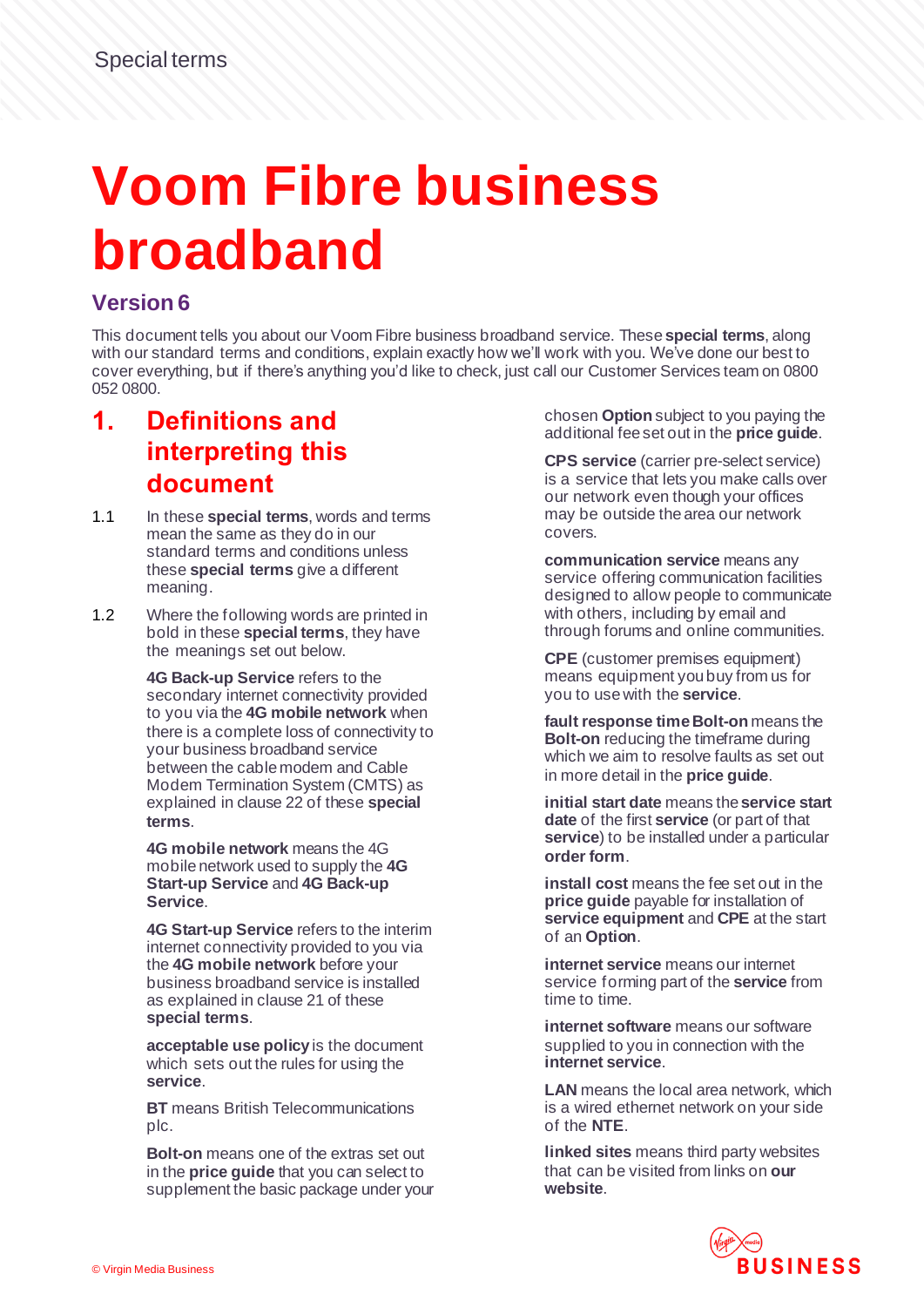Special terms

# Voom Fibre business broadband

## Version 6

This document tells you about our Voom Fibre business broadband service. These **special terms**, along with our standard terms and conditions, explain exactly how we'll work with you. We've done our best to cover everything, but if there's anything you'd like to check, just call our Customer Services team on 0800 052 0800.

## 1. Definitions and interpreting this document

1.1 In these **special terms**, words and terms mean the same as they do in our standard terms and conditions unless these **special terms** give a different meaning.

1.2 Where the following words are printed in bold in these **special terms**, they have the meanings set out below.

**4G Back-up Service** refers to the secondary internet connectivity provided to you via the **4G mobile network** when there is a complete loss of connectivity to your business broadband service between the cable modem and Cable Modem Termination System (CMTS) as explained in clause 22 of these **special terms**.

**4G mobile network** means the 4G mobile network used to supply the **4G Start-up Service** and **4G Back-up Service**.

**4G Start-up Service** refers to the interim internet connectivity provided to you via the **4G mobile network** before your business broadband service is installed as explained in clause 21 of these **special terms**.

**acceptable use policy** is the document which sets out the rules for using the **service**.

**BT** means British Telecommunications plc.

**Bolt-on** means one of the extras set out in the **price guide** that you can select to supplement the basic package under your chosen **Option** subject to you paying the additional fee set out in the **price guide**.

**CPS service** (carrier pre-select service) is a service that lets you make calls over our network even though your offices may be outside the area our network covers.

**communication service** means any service offering communication facilities designed to allow people to communicate with others, including by email and through forums and online communities.

**CPE** (customer premises equipment) means equipment you buy from us for you to use with the **service**.

**fault response time Bolt-on** means the **Bolt-on** reducing the timeframe during which we aim to resolve faults as set out in more detail in the **price guide**.

**initial start date** means the **service start date** of the first **service** (or part of that **service**) to be installed under a particular **order form**.

**install cost** means the fee set out in the **price guide** payable for installation of **service equipment** and **CPE** at the start of an **Option**.

**internet service** means our internet service forming part of the **service** from time to time.

**internet software** means our software supplied to you in connection with the **internet service**.

**LAN** means the local area network, which is a wired ethernet network on your side of the **NTE**.

**linked sites** means third party websites that can be visited from links on **our website**.

© Virgin Media Business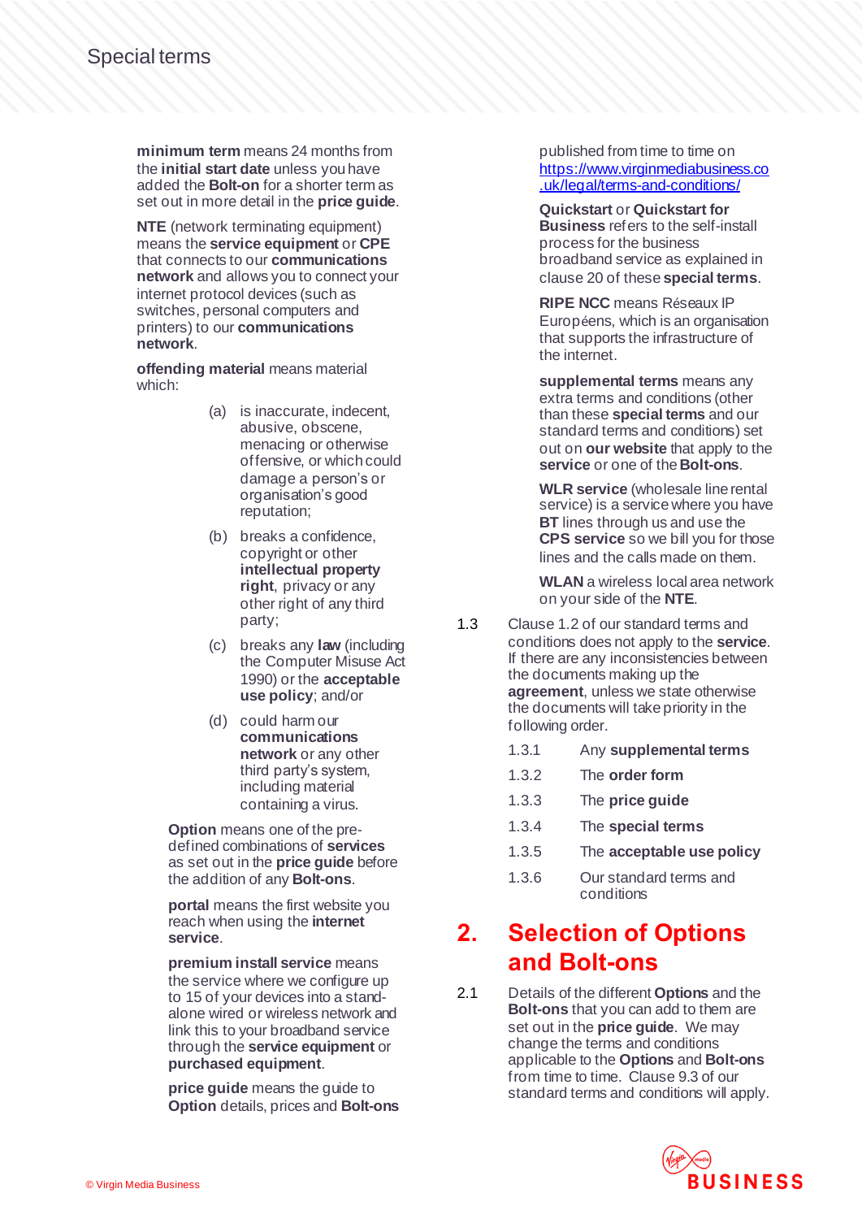**minimum term** means 24 months from the **initial start date** unless you have added the **Bolt-on** for a shorter term as set out in more detail in the **price guide**.

**NTE** (network terminating equipment) means the **service equipment** or **CPE** that connects to our **communications network** and allows you to connect your internet protocol devices (such as switches, personal computers and printers) to our **communications network**.

**offending material** means material which:

(a) is inaccurate, indecent, abusive, obscene, menacing or otherwise offensive, or which could damage a person's or organisation's good reputation;

(b) breaks a confidence, copyright or other **intellectual property right**, privacy or any other right of any third party;

(c) breaks any **law** (including the Computer Misuse Act 1990) or the **acceptable use policy**; and/or

(d) could harm our **communications network** or any other third party's system, including material containing a virus.

**Option** means one of the pre-defined combinations of **services** as set out in the **price guide** before the addition of any **Bolt-ons**.

**portal** means the first website you reach when using the **internet service**.

**premium install service** means the service where we configure up to 15 of your devices into a stand-alone wired or wireless network and link this to your broadband service through the **service equipment** or **purchased equipment**.

**price guide** means the guide to **Option** details, prices and **Bolt-ons** published from time to time on https://www.virginmediabusiness.co.uk/legal/terms-and-conditions/

**Quickstart** or **Quickstart for Business** refers to the self-install process for the business broadband service as explained in clause 20 of these **special terms**.

**RIPE NCC** means Réseaux IP Européens, which is an organisation that supports the infrastructure of the internet.

**supplemental terms** means any extra terms and conditions (other than these **special terms** and our standard terms and conditions) set out on **our website** that apply to the **service** or one of the **Bolt-ons**.

**WLR service** (wholesale line rental service) is a service where you have **BT** lines through us and use the **CPS service** so we bill you for those lines and the calls made on them.

**WLAN** a wireless local area network on your side of the **NTE**.

1.3 Clause 1.2 of our standard terms and conditions does not apply to the **service**. If there are any inconsistencies between the documents making up the **agreement**, unless we state otherwise the documents will take priority in the following order.

1.3.1 Any **supplemental terms**

1.3.2 The **order form**

1.3.3 The **price guide**

1.3.4 The **special terms**

1.3.5 The **acceptable use policy**

1.3.6 Our standard terms and conditions

## 2. Selection of Options and Bolt-ons

2.1 Details of the different **Options** and the **Bolt-ons** that you can add to them are set out in the **price guide**. We may change the terms and conditions applicable to the **Options** and **Bolt-ons** from time to time. Clause 9.3 of our standard terms and conditions will apply.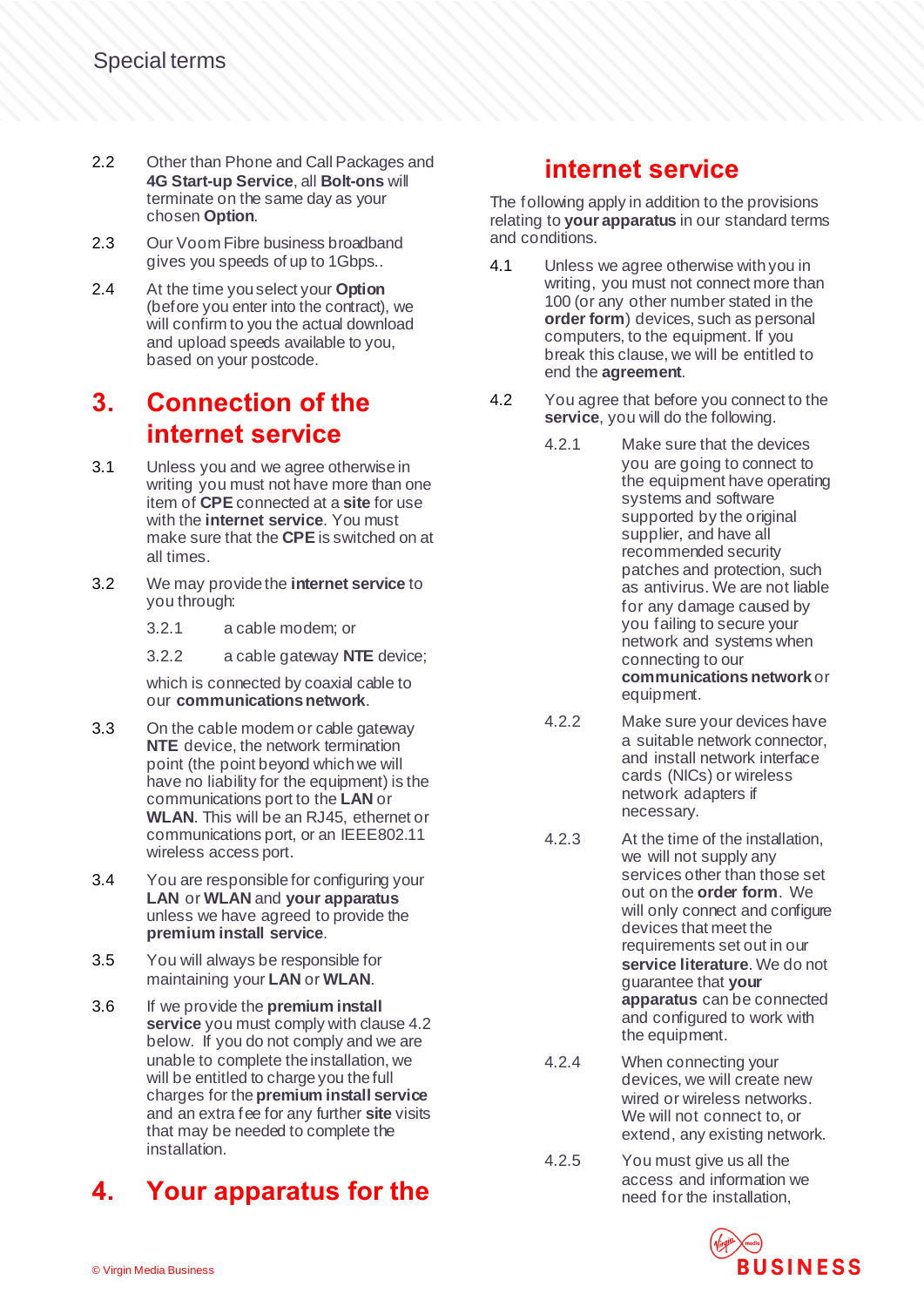2.2 Other than Phone and Call Packages and **4G Start-up Service**, all **Bolt-ons** will terminate on the same day as your chosen **Option**.

2.3 Our Voom Fibre business broadband gives you speeds of up to 1Gbps..

2.4 At the time you select your **Option** (before you enter into the contract), we will confirm to you the actual download and upload speeds available to you, based on your postcode.

## 3. Connection of the internet service

3.1 Unless you and we agree otherwise in writing you must not have more than one item of **CPE** connected at a **site** for use with the **internet service**. You must make sure that the **CPE** is switched on at all times.

3.2 We may provide the **internet service** to you through:

3.2.1 a cable modem; or

3.2.2 a cable gateway **NTE** device;

which is connected by coaxial cable to our **communications network**.

3.3 On the cable modem or cable gateway **NTE** device, the network termination point (the point beyond which we will have no liability for the equipment) is the communications port to the **LAN** or **WLAN**. This will be an RJ45, ethernet or communications port, or an IEEE802.11 wireless access port.

3.4 You are responsible for configuring your **LAN** or **WLAN** and **your apparatus** unless we have agreed to provide the **premium install service**.

3.5 You will always be responsible for maintaining your **LAN** or **WLAN**.

3.6 If we provide the **premium install service** you must comply with clause 4.2 below. If you do not comply and we are unable to complete the installation, we will be entitled to charge you the full charges for the **premium install service** and an extra fee for any further **site** visits that may be needed to complete the installation.

## 4. Your apparatus for the internet service

The following apply in addition to the provisions relating to **your apparatus** in our standard terms and conditions.

4.1 Unless we agree otherwise with you in writing, you must not connect more than 100 (or any other number stated in the **order form**) devices, such as personal computers, to the equipment. If you break this clause, we will be entitled to end the **agreement**.

4.2 You agree that before you connect to the **service**, you will do the following.

4.2.1 Make sure that the devices you are going to connect to the equipment have operating systems and software supported by the original supplier, and have all recommended security patches and protection, such as antivirus. We are not liable for any damage caused by you failing to secure your network and systems when connecting to our **communications network** or equipment.

4.2.2 Make sure your devices have a suitable network connector, and install network interface cards (NICs) or wireless network adapters if necessary.

4.2.3 At the time of the installation, we will not supply any services other than those set out on the **order form**. We will only connect and configure devices that meet the requirements set out in our **service literature**. We do not guarantee that **your apparatus** can be connected and configured to work with the equipment.

4.2.4 When connecting your devices, we will create new wired or wireless networks. We will not connect to, or extend, any existing network.

4.2.5 You must give us all the access and information we need for the installation,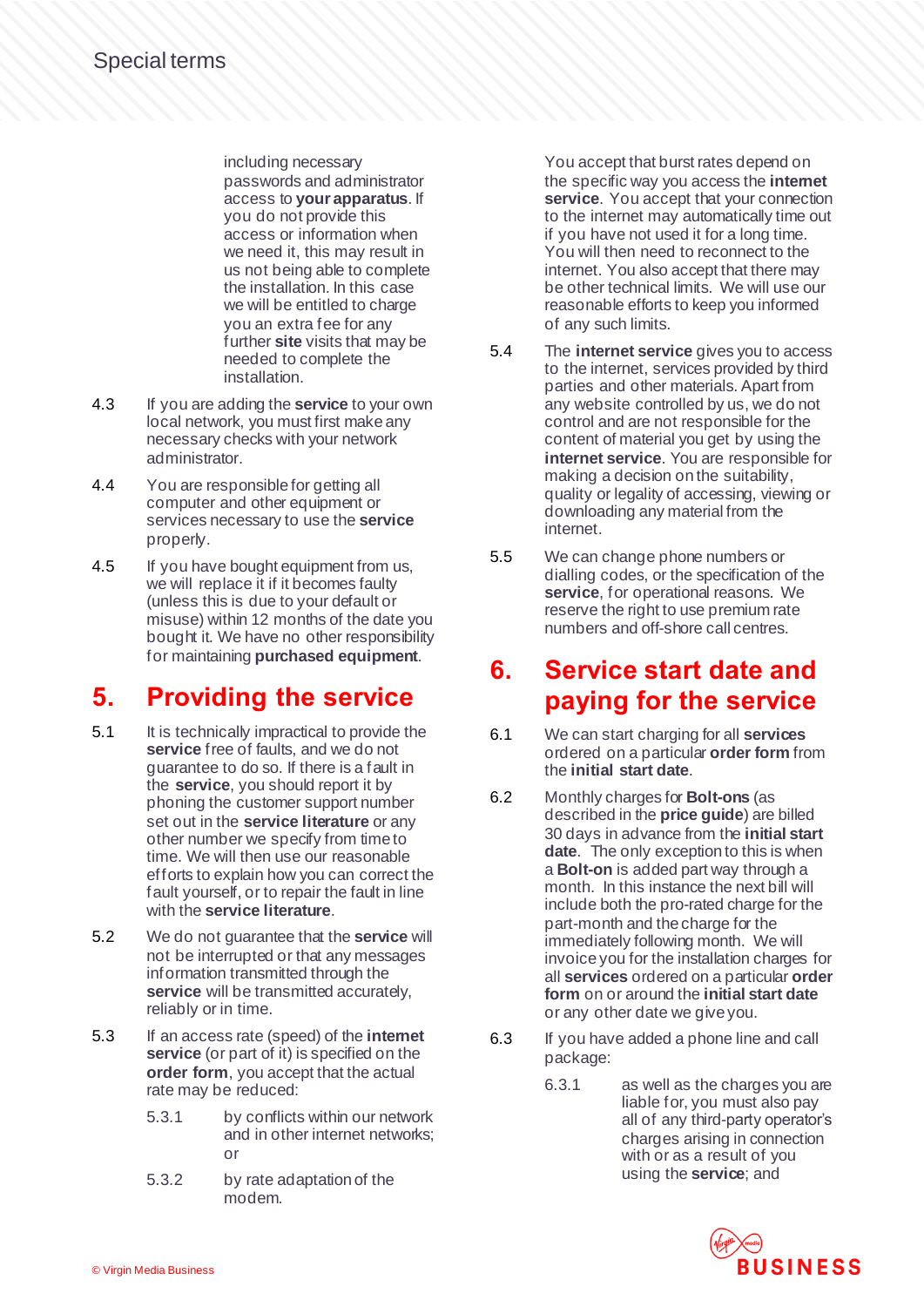including necessary passwords and administrator access to **your apparatus**. If you do not provide this access or information when we need it, this may result in us not being able to complete the installation. In this case we will be entitled to charge you an extra fee for any further **site** visits that may be needed to complete the installation.

4.3 If you are adding the **service** to your own local network, you must first make any necessary checks with your network administrator.

4.4 You are responsible for getting all computer and other equipment or services necessary to use the **service** properly.

4.5 If you have bought equipment from us, we will replace it if it becomes faulty (unless this is due to your default or misuse) within 12 months of the date you bought it. We have no other responsibility for maintaining **purchased equipment**.

## 5. Providing the service

5.1 It is technically impractical to provide the **service** free of faults, and we do not guarantee to do so. If there is a fault in the **service**, you should report it by phoning the customer support number set out in the **service literature** or any other number we specify from time to time. We will then use our reasonable efforts to explain how you can correct the fault yourself, or to repair the fault in line with the **service literature**.

5.2 We do not guarantee that the **service** will not be interrupted or that any messages information transmitted through the **service** will be transmitted accurately, reliably or in time.

5.3 If an access rate (speed) of the **internet service** (or part of it) is specified on the **order form**, you accept that the actual rate may be reduced:

5.3.1 by conflicts within our network and in other internet networks; or

5.3.2 by rate adaptation of the modem.

You accept that burst rates depend on the specific way you access the **internet service**. You accept that your connection to the internet may automatically time out if you have not used it for a long time. You will then need to reconnect to the internet. You also accept that there may be other technical limits. We will use our reasonable efforts to keep you informed of any such limits.

5.4 The **internet service** gives you to access to the internet, services provided by third parties and other materials. Apart from any website controlled by us, we do not control and are not responsible for the content of material you get by using the **internet service**. You are responsible for making a decision on the suitability, quality or legality of accessing, viewing or downloading any material from the internet.

5.5 We can change phone numbers or dialling codes, or the specification of the **service**, for operational reasons. We reserve the right to use premium rate numbers and off-shore call centres.

## 6. Service start date and paying for the service

6.1 We can start charging for all **services** ordered on a particular **order form** from the **initial start date**.

6.2 Monthly charges for **Bolt-ons** (as described in the **price guide**) are billed 30 days in advance from the **initial start date**. The only exception to this is when a **Bolt-on** is added part way through a month. In this instance the next bill will include both the pro-rated charge for the part-month and the charge for the immediately following month. We will invoice you for the installation charges for all **services** ordered on a particular **order form** on or around the **initial start date** or any other date we give you.

6.3 If you have added a phone line and call package:

6.3.1 as well as the charges you are liable for, you must also pay all of any third-party operator's charges arising in connection with or as a result of you using the **service**; and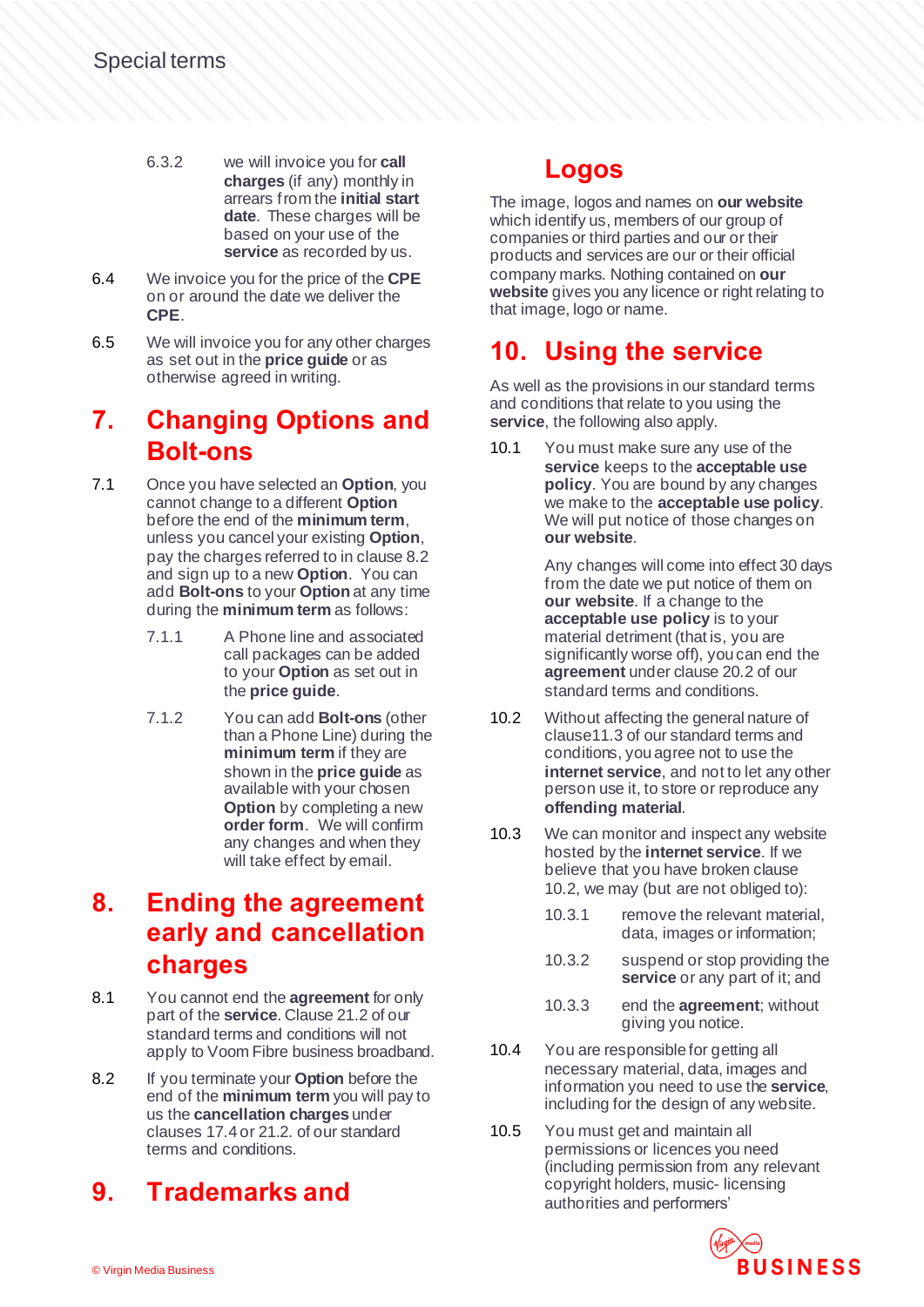6.3.2 we will invoice you for **call charges** (if any) monthly in arrears from the **initial start date**. These charges will be based on your use of the **service** as recorded by us.

6.4 We invoice you for the price of the **CPE** on or around the date we deliver the **CPE**.

6.5 We will invoice you for any other charges as set out in the **price guide** or as otherwise agreed in writing.

## 7. Changing Options and Bolt-ons

7.1 Once you have selected an **Option**, you cannot change to a different **Option** before the end of the **minimum term**, unless you cancel your existing **Option**, pay the charges referred to in clause 8.2 and sign up to a new **Option**. You can add **Bolt-ons** to your **Option** at any time during the **minimum term** as follows:

7.1.1 A Phone line and associated call packages can be added to your **Option** as set out in the **price guide**.

7.1.2 You can add **Bolt-ons** (other than a Phone Line) during the **minimum term** if they are shown in the **price guide** as available with your chosen **Option** by completing a new **order form**. We will confirm any changes and when they will take effect by email.

## 8. Ending the agreement early and cancellation charges

8.1 You cannot end the **agreement** for only part of the **service**. Clause 21.2 of our standard terms and conditions will not apply to Voom Fibre business broadband.

8.2 If you terminate your **Option** before the end of the **minimum term** you will pay to us the **cancellation charges** under clauses 17.4 or 21.2. of our standard terms and conditions.

## 9. Trademarks and Logos

The image, logos and names on **our website** which identify us, members of our group of companies or third parties and our or their products and services are our or their official company marks. Nothing contained on **our website** gives you any licence or right relating to that image, logo or name.

## 10. Using the service

As well as the provisions in our standard terms and conditions that relate to you using the **service**, the following also apply.

10.1 You must make sure any use of the **service** keeps to the **acceptable use policy**. You are bound by any changes we make to the **acceptable use policy**. We will put notice of those changes on **our website**.

Any changes will come into effect 30 days from the date we put notice of them on **our website**. If a change to the **acceptable use policy** is to your material detriment (that is, you are significantly worse off), you can end the **agreement** under clause 20.2 of our standard terms and conditions.

10.2 Without affecting the general nature of clause11.3 of our standard terms and conditions, you agree not to use the **internet service**, and not to let any other person use it, to store or reproduce any **offending material**.

10.3 We can monitor and inspect any website hosted by the **internet service**. If we believe that you have broken clause 10.2, we may (but are not obliged to):

10.3.1 remove the relevant material, data, images or information;

10.3.2 suspend or stop providing the **service** or any part of it; and

10.3.3 end the **agreement**; without giving you notice.

10.4 You are responsible for getting all necessary material, data, images and information you need to use the **service**, including for the design of any website.

10.5 You must get and maintain all permissions or licences you need (including permission from any relevant copyright holders, music- licensing authorities and performers'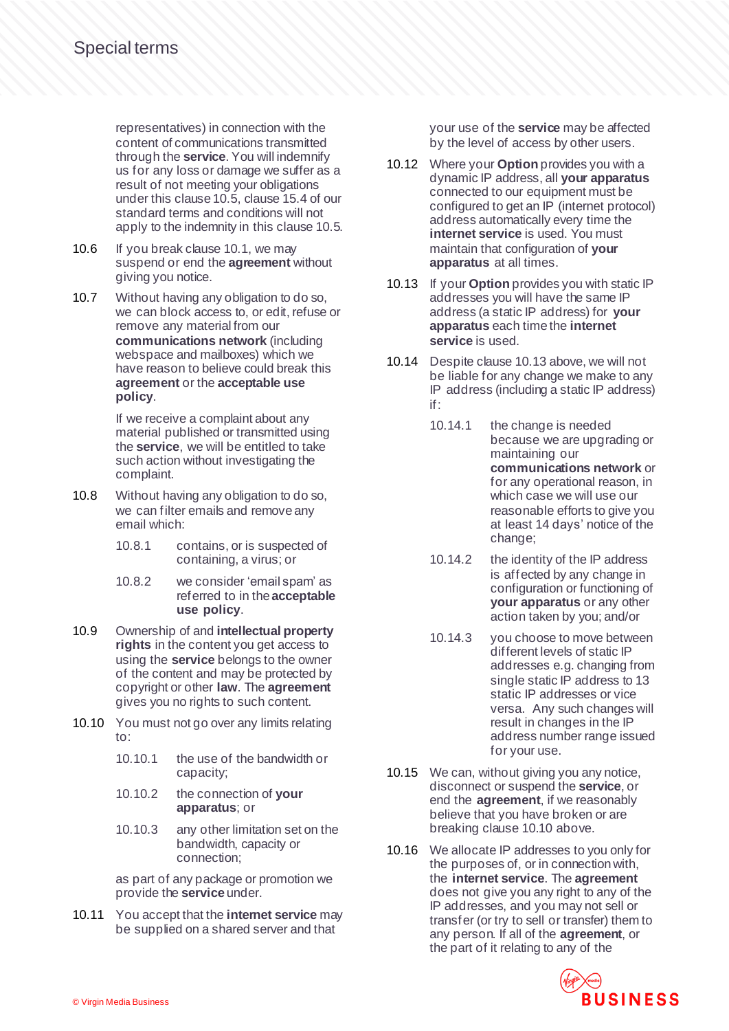representatives) in connection with the content of communications transmitted through the **service**. You will indemnify us for any loss or damage we suffer as a result of not meeting your obligations under this clause 10.5, clause 15.4 of our standard terms and conditions will not apply to the indemnity in this clause 10.5.

10.6 If you break clause 10.1, we may suspend or end the **agreement** without giving you notice.

10.7 Without having any obligation to do so, we can block access to, or edit, refuse or remove any material from our **communications network** (including webspace and mailboxes) which we have reason to believe could break this **agreement** or the **acceptable use policy**.

If we receive a complaint about any material published or transmitted using the **service**, we will be entitled to take such action without investigating the complaint.

10.8 Without having any obligation to do so, we can filter emails and remove any email which:

10.8.1 contains, or is suspected of containing, a virus; or

10.8.2 we consider 'email spam' as referred to in the **acceptable use policy**.

10.9 Ownership of and **intellectual property rights** in the content you get access to using the **service** belongs to the owner of the content and may be protected by copyright or other **law**. The **agreement** gives you no rights to such content.

10.10 You must not go over any limits relating to:

10.10.1 the use of the bandwidth or capacity;

10.10.2 the connection of **your apparatus**; or

10.10.3 any other limitation set on the bandwidth, capacity or connection;

as part of any package or promotion we provide the **service** under.

10.11 You accept that the **internet service** may be supplied on a shared server and that your use of the **service** may be affected by the level of access by other users.

10.12 Where your **Option** provides you with a dynamic IP address, all **your apparatus** connected to our equipment must be configured to get an IP (internet protocol) address automatically every time the **internet service** is used. You must maintain that configuration of **your apparatus** at all times.

10.13 If your **Option** provides you with static IP addresses you will have the same IP address (a static IP address) for **your apparatus** each time the **internet service** is used.

10.14 Despite clause 10.13 above, we will not be liable for any change we make to any IP address (including a static IP address) if:

10.14.1 the change is needed because we are upgrading or maintaining our **communications network** or for any operational reason, in which case we will use our reasonable efforts to give you at least 14 days' notice of the change;

10.14.2 the identity of the IP address is affected by any change in configuration or functioning of **your apparatus** or any other action taken by you; and/or

10.14.3 you choose to move between different levels of static IP addresses e.g. changing from single static IP address to 13 static IP addresses or vice versa. Any such changes will result in changes in the IP address number range issued for your use.

10.15 We can, without giving you any notice, disconnect or suspend the **service**, or end the **agreement**, if we reasonably believe that you have broken or are breaking clause 10.10 above.

10.16 We allocate IP addresses to you only for the purposes of, or in connection with, the **internet service**. The **agreement** does not give you any right to any of the IP addresses, and you may not sell or transfer (or try to sell or transfer) them to any person. If all of the **agreement**, or the part of it relating to any of the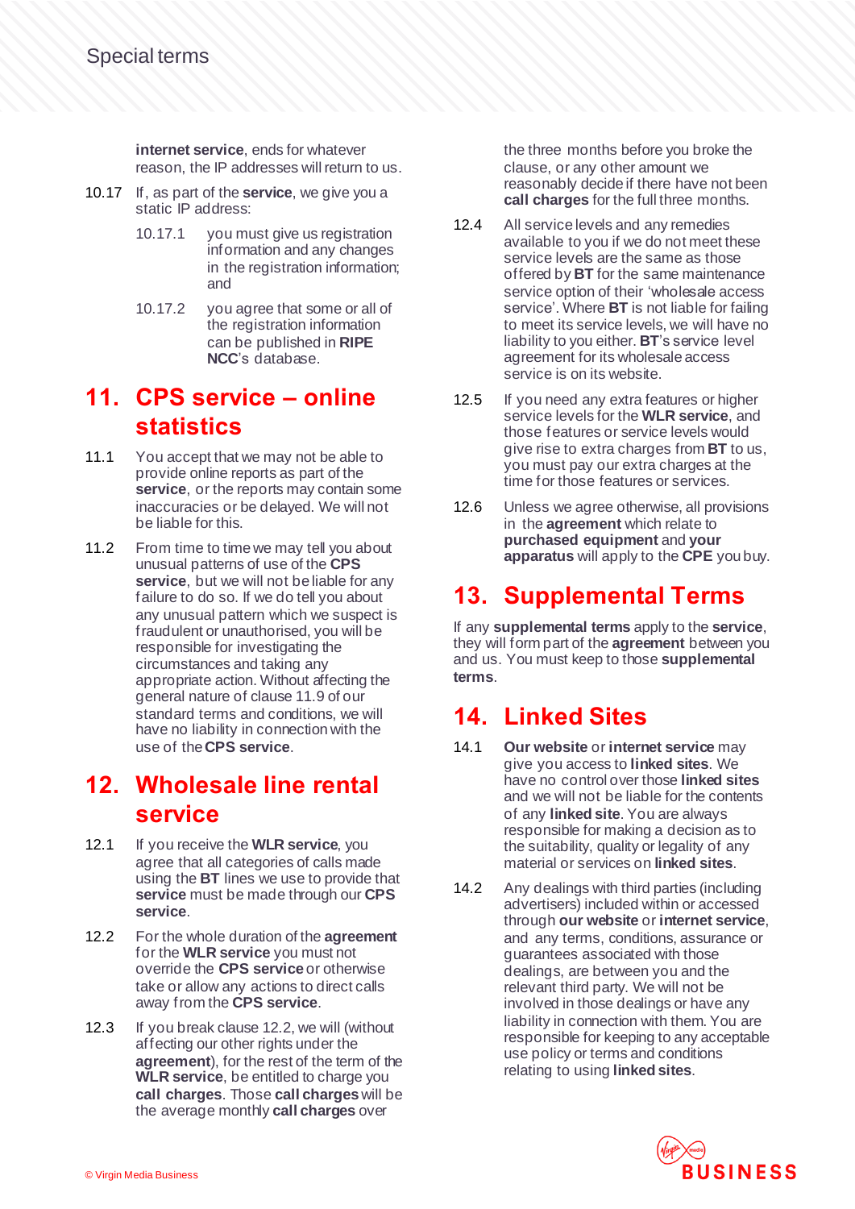**internet service**, ends for whatever reason, the IP addresses will return to us.

10.17 If, as part of the **service**, we give you a static IP address:

10.17.1 you must give us registration information and any changes in the registration information; and

10.17.2 you agree that some or all of the registration information can be published in **RIPE NCC**'s database.

## 11. CPS service – online statistics

11.1 You accept that we may not be able to provide online reports as part of the **service**, or the reports may contain some inaccuracies or be delayed. We will not be liable for this.

11.2 From time to time we may tell you about unusual patterns of use of the **CPS service**, but we will not be liable for any failure to do so. If we do tell you about any unusual pattern which we suspect is fraudulent or unauthorised, you will be responsible for investigating the circumstances and taking any appropriate action. Without affecting the general nature of clause 11.9 of our standard terms and conditions, we will have no liability in connection with the use of the **CPS service**.

## 12. Wholesale line rental service

12.1 If you receive the **WLR service**, you agree that all categories of calls made using the **BT** lines we use to provide that **service** must be made through our **CPS service**.

12.2 For the whole duration of the **agreement** for the **WLR service** you must not override the **CPS service** or otherwise take or allow any actions to direct calls away from the **CPS service**.

12.3 If you break clause 12.2, we will (without affecting our other rights under the **agreement**), for the rest of the term of the **WLR service**, be entitled to charge you **call charges**. Those **call charges** will be the average monthly **call charges** over the three months before you broke the clause, or any other amount we reasonably decide if there have not been **call charges** for the full three months.

12.4 All service levels and any remedies available to you if we do not meet these service levels are the same as those offered by **BT** for the same maintenance service option of their 'wholesale access service'. Where **BT** is not liable for failing to meet its service levels, we will have no liability to you either. **BT**'s service level agreement for its wholesale access service is on its website.

12.5 If you need any extra features or higher service levels for the **WLR service**, and those features or service levels would give rise to extra charges from **BT** to us, you must pay our extra charges at the time for those features or services.

12.6 Unless we agree otherwise, all provisions in the **agreement** which relate to **purchased equipment** and **your apparatus** will apply to the **CPE** you buy.

## 13. Supplemental Terms

If any **supplemental terms** apply to the **service**, they will form part of the **agreement** between you and us. You must keep to those **supplemental terms**.

## 14. Linked Sites

14.1 **Our website** or **internet service** may give you access to **linked sites**. We have no control over those **linked sites** and we will not be liable for the contents of any **linked site**. You are always responsible for making a decision as to the suitability, quality or legality of any material or services on **linked sites**.

14.2 Any dealings with third parties (including advertisers) included within or accessed through **our website** or **internet service**, and any terms, conditions, assurance or guarantees associated with those dealings, are between you and the relevant third party. We will not be involved in those dealings or have any liability in connection with them. You are responsible for keeping to any acceptable use policy or terms and conditions relating to using **linked sites**.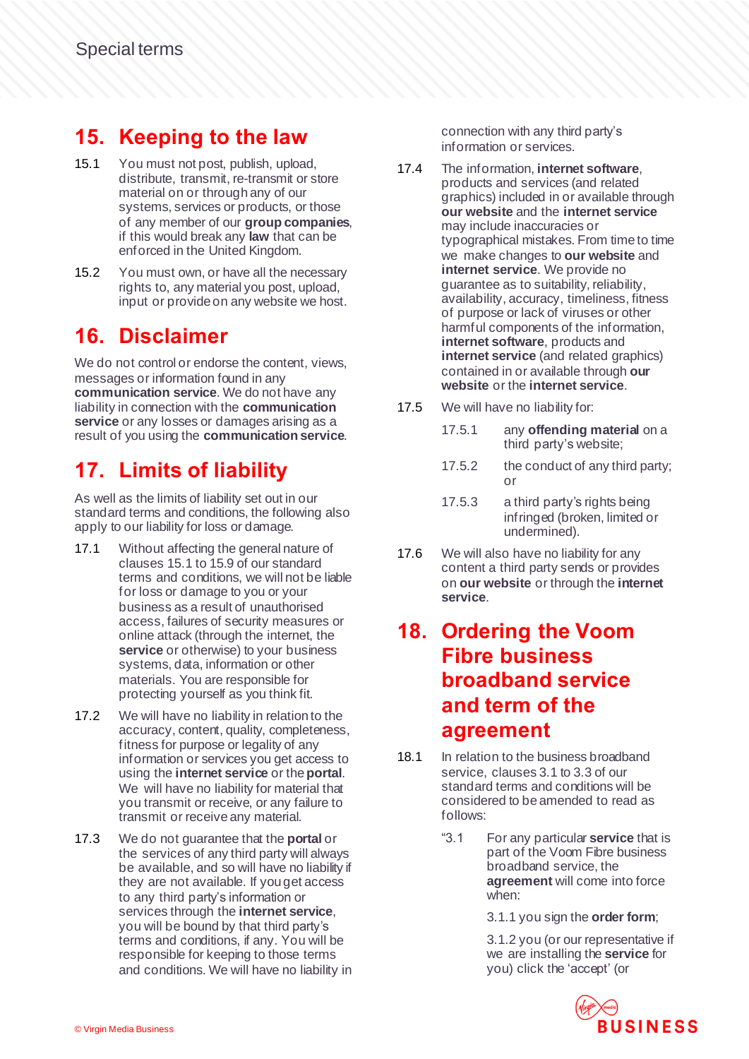## 15. Keeping to the law

15.1 You must not post, publish, upload, distribute, transmit, re-transmit or store material on or through any of our systems, services or products, or those of any member of our **group companies**, if this would break any **law** that can be enforced in the United Kingdom.

15.2 You must own, or have all the necessary rights to, any material you post, upload, input or provide on any website we host.

## 16. Disclaimer

We do not control or endorse the content, views, messages or information found in any **communication service**. We do not have any liability in connection with the **communication service** or any losses or damages arising as a result of you using the **communication service**.

## 17. Limits of liability

As well as the limits of liability set out in our standard terms and conditions, the following also apply to our liability for loss or damage.

17.1 Without affecting the general nature of clauses 15.1 to 15.9 of our standard terms and conditions, we will not be liable for loss or damage to you or your business as a result of unauthorised access, failures of security measures or online attack (through the internet, the **service** or otherwise) to your business systems, data, information or other materials. You are responsible for protecting yourself as you think fit.

17.2 We will have no liability in relation to the accuracy, content, quality, completeness, fitness for purpose or legality of any information or services you get access to using the **internet service** or the **portal**. We will have no liability for material that you transmit or receive, or any failure to transmit or receive any material.

17.3 We do not guarantee that the **portal** or the services of any third party will always be available, and so will have no liability if they are not available. If you get access to any third party's information or services through the **internet service**, you will be bound by that third party's terms and conditions, if any. You will be responsible for keeping to those terms and conditions. We will have no liability in connection with any third party's information or services.

17.4 The information, **internet software**, products and services (and related graphics) included in or available through **our website** and the **internet service** may include inaccuracies or typographical mistakes. From time to time we make changes to **our website** and **internet service**. We provide no guarantee as to suitability, reliability, availability, accuracy, timeliness, fitness of purpose or lack of viruses or other harmful components of the information, **internet software**, products and **internet service** (and related graphics) contained in or available through **our website** or the **internet service**.

17.5 We will have no liability for:

17.5.1 any **offending material** on a third party's website;

17.5.2 the conduct of any third party; or

17.5.3 a third party's rights being infringed (broken, limited or undermined).

17.6 We will also have no liability for any content a third party sends or provides on **our website** or through the **internet service**.

## 18. Ordering the Voom Fibre business broadband service and term of the agreement

18.1 In relation to the business broadband service, clauses 3.1 to 3.3 of our standard terms and conditions will be considered to be amended to read as follows:

"3.1 For any particular **service** that is part of the Voom Fibre business broadband service, the **agreement** will come into force when:

3.1.1 you sign the **order form**;

3.1.2 you (or our representative if we are installing the **service** for you) click the 'accept' (or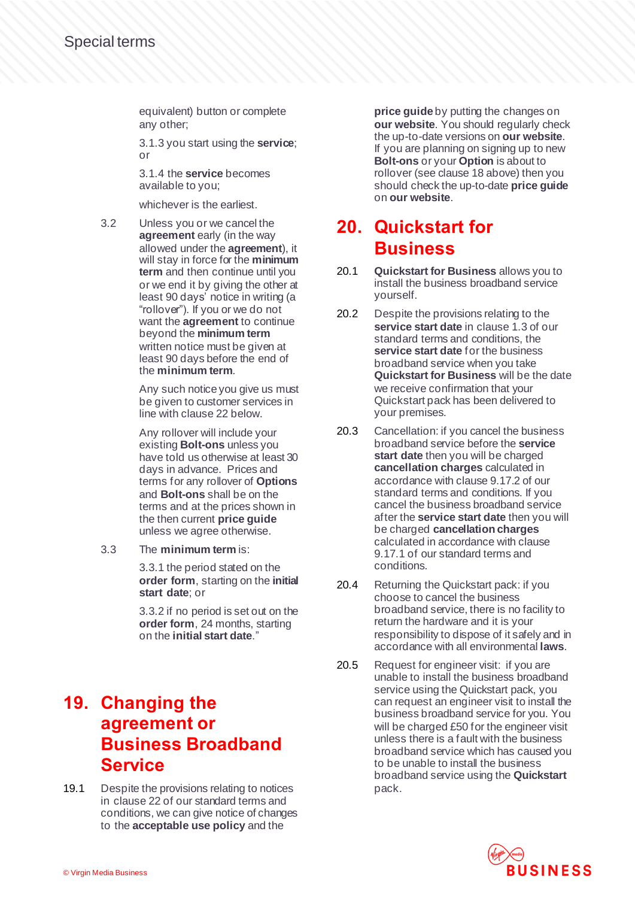equivalent) button or complete any other;

3.1.3 you start using the **service**; or

3.1.4 the **service** becomes available to you;

whichever is the earliest.

3.2 Unless you or we cancel the **agreement** early (in the way allowed under the **agreement**), it will stay in force for the **minimum term** and then continue until you or we end it by giving the other at least 90 days' notice in writing (a "rollover"). If you or we do not want the **agreement** to continue beyond the **minimum term** written notice must be given at least 90 days before the end of the **minimum term**.

Any such notice you give us must be given to customer services in line with clause 22 below.

Any rollover will include your existing **Bolt-ons** unless you have told us otherwise at least 30 days in advance. Prices and terms for any rollover of **Options** and **Bolt-ons** shall be on the terms and at the prices shown in the then current **price guide** unless we agree otherwise.

3.3 The **minimum term** is:

3.3.1 the period stated on the **order form**, starting on the **initial start date**; or

3.3.2 if no period is set out on the **order form**, 24 months, starting on the **initial start date**."

# 19. Changing the agreement or Business Broadband Service

19.1 Despite the provisions relating to notices in clause 22 of our standard terms and conditions, we can give notice of changes to the **acceptable use policy** and the **price guide** by putting the changes on **our website**. You should regularly check the up-to-date versions on **our website**. If you are planning on signing up to new **Bolt-ons** or your **Option** is about to rollover (see clause 18 above) then you should check the up-to-date **price guide** on **our website**.

# 20. Quickstart for Business

20.1 **Quickstart for Business** allows you to install the business broadband service yourself.

20.2 Despite the provisions relating to the **service start date** in clause 1.3 of our standard terms and conditions, the **service start date** for the business broadband service when you take **Quickstart for Business** will be the date we receive confirmation that your Quickstart pack has been delivered to your premises.

20.3 Cancellation: if you cancel the business broadband service before the **service start date** then you will be charged **cancellation charges** calculated in accordance with clause 9.17.2 of our standard terms and conditions. If you cancel the business broadband service after the **service start date** then you will be charged **cancellation charges** calculated in accordance with clause 9.17.1 of our standard terms and conditions.

20.4 Returning the Quickstart pack: if you choose to cancel the business broadband service, there is no facility to return the hardware and it is your responsibility to dispose of it safely and in accordance with all environmental **laws**.

20.5 Request for engineer visit: if you are unable to install the business broadband service using the Quickstart pack, you can request an engineer visit to install the business broadband service for you. You will be charged £50 for the engineer visit unless there is a fault with the business broadband service which has caused you to be unable to install the business broadband service using the **Quickstart** pack.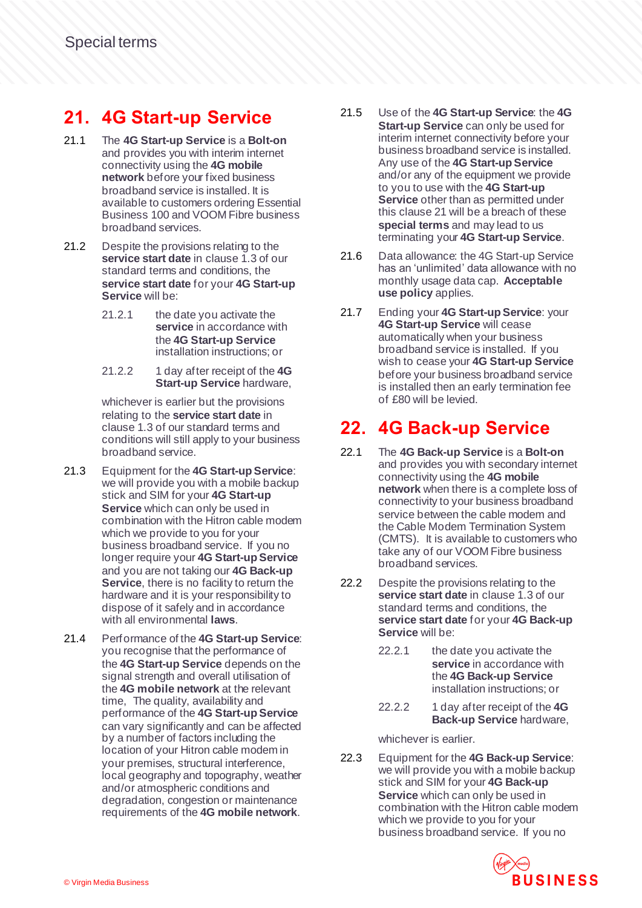## 21. 4G Start-up Service

21.1 The **4G Start-up Service** is a **Bolt-on** and provides you with interim internet connectivity using the **4G mobile network** before your fixed business broadband service is installed. It is available to customers ordering Essential Business 100 and VOOM Fibre business broadband services.

21.2 Despite the provisions relating to the **service start date** in clause 1.3 of our standard terms and conditions, the **service start date** for your **4G Start-up Service** will be:

21.2.1 the date you activate the **service** in accordance with the **4G Start-up Service** installation instructions; or

21.2.2 1 day after receipt of the **4G Start-up Service** hardware,

whichever is earlier but the provisions relating to the **service start date** in clause 1.3 of our standard terms and conditions will still apply to your business broadband service.

21.3 Equipment for the **4G Start-up Service**: we will provide you with a mobile backup stick and SIM for your **4G Start-up Service** which can only be used in combination with the Hitron cable modem which we provide to you for your business broadband service. If you no longer require your **4G Start-up Service** and you are not taking our **4G Back-up Service**, there is no facility to return the hardware and it is your responsibility to dispose of it safely and in accordance with all environmental **laws**.

21.4 Performance of the **4G Start-up Service**: you recognise that the performance of the **4G Start-up Service** depends on the signal strength and overall utilisation of the **4G mobile network** at the relevant time, The quality, availability and performance of the **4G Start-up Service** can vary significantly and can be affected by a number of factors including the location of your Hitron cable modem in your premises, structural interference, local geography and topography, weather and/or atmospheric conditions and degradation, congestion or maintenance requirements of the **4G mobile network**.

21.5 Use of the **4G Start-up Service**: the **4G Start-up Service** can only be used for interim internet connectivity before your business broadband service is installed. Any use of the **4G Start-up Service** and/or any of the equipment we provide to you to use with the **4G Start-up Service** other than as permitted under this clause 21 will be a breach of these **special terms** and may lead to us terminating your **4G Start-up Service**.

21.6 Data allowance: the 4G Start-up Service has an 'unlimited' data allowance with no monthly usage data cap. **Acceptable use policy** applies.

21.7 Ending your **4G Start-up Service**: your **4G Start-up Service** will cease automatically when your business broadband service is installed. If you wish to cease your **4G Start-up Service** before your business broadband service is installed then an early termination fee of £80 will be levied.

## 22. 4G Back-up Service

22.1 The **4G Back-up Service** is a **Bolt-on** and provides you with secondary internet connectivity using the **4G mobile network** when there is a complete loss of connectivity to your business broadband service between the cable modem and the Cable Modem Termination System (CMTS). It is available to customers who take any of our VOOM Fibre business broadband services.

22.2 Despite the provisions relating to the **service start date** in clause 1.3 of our standard terms and conditions, the **service start date** for your **4G Back-up Service** will be:

22.2.1 the date you activate the **service** in accordance with the **4G Back-up Service** installation instructions; or

22.2.2 1 day after receipt of the **4G Back-up Service** hardware,

whichever is earlier.

22.3 Equipment for the **4G Back-up Service**: we will provide you with a mobile backup stick and SIM for your **4G Back-up Service** which can only be used in combination with the Hitron cable modem which we provide to you for your business broadband service. If you no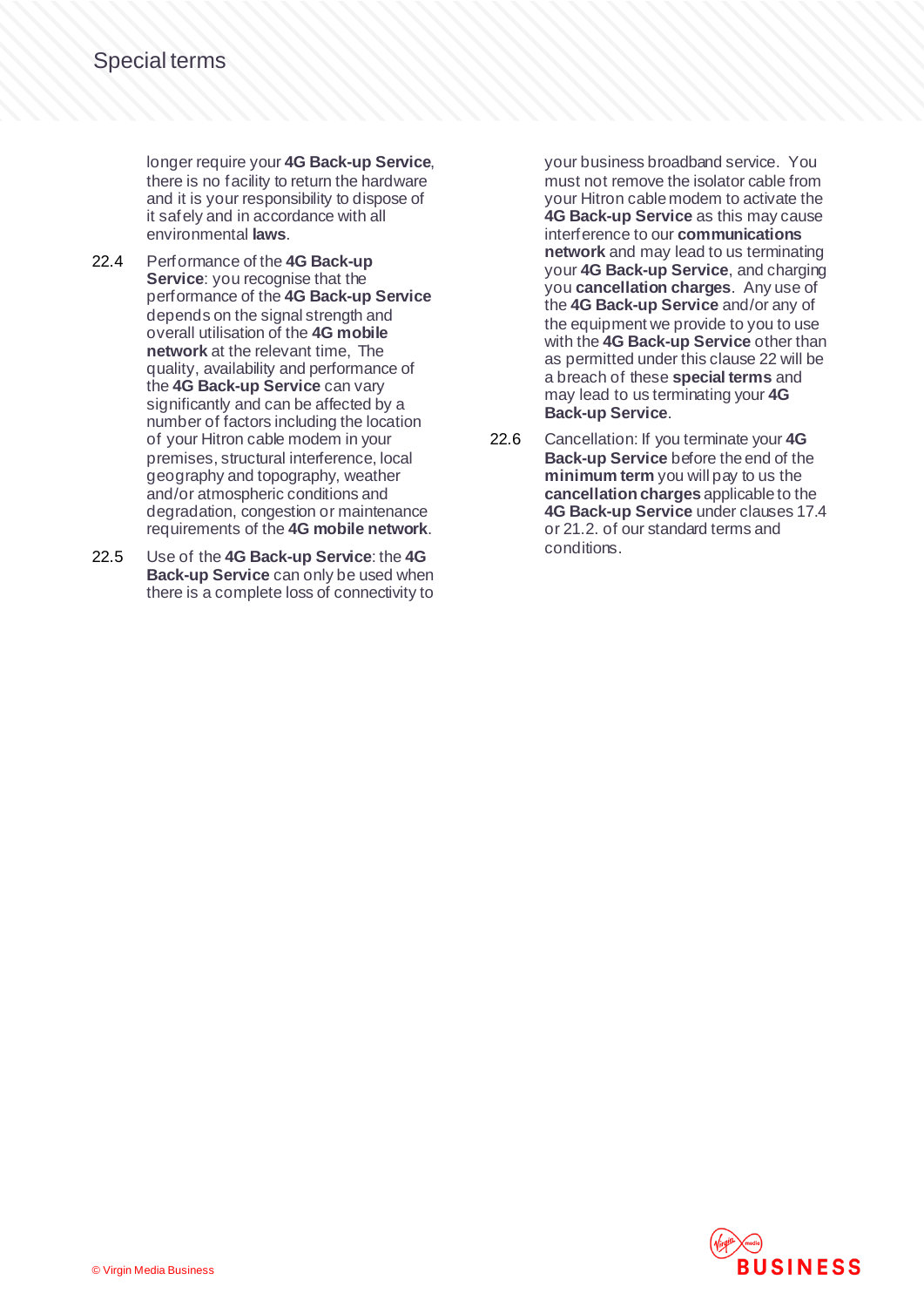longer require your **4G Back-up Service**, there is no facility to return the hardware and it is your responsibility to dispose of it safely and in accordance with all environmental **laws**.

22.4 Performance of the **4G Back-up Service**: you recognise that the performance of the **4G Back-up Service** depends on the signal strength and overall utilisation of the **4G mobile network** at the relevant time, The quality, availability and performance of the **4G Back-up Service** can vary significantly and can be affected by a number of factors including the location of your Hitron cable modem in your premises, structural interference, local geography and topography, weather and/or atmospheric conditions and degradation, congestion or maintenance requirements of the **4G mobile network**.

22.5 Use of the **4G Back-up Service**: the **4G Back-up Service** can only be used when there is a complete loss of connectivity to your business broadband service. You must not remove the isolator cable from your Hitron cable modem to activate the **4G Back-up Service** as this may cause interference to our **communications network** and may lead to us terminating your **4G Back-up Service**, and charging you **cancellation charges**. Any use of the **4G Back-up Service** and/or any of the equipment we provide to you to use with the **4G Back-up Service** other than as permitted under this clause 22 will be a breach of these **special terms** and may lead to us terminating your **4G Back-up Service**.

22.6 Cancellation: If you terminate your **4G Back-up Service** before the end of the **minimum term** you will pay to us the **cancellation charges** applicable to the **4G Back-up Service** under clauses 17.4 or 21.2. of our standard terms and conditions.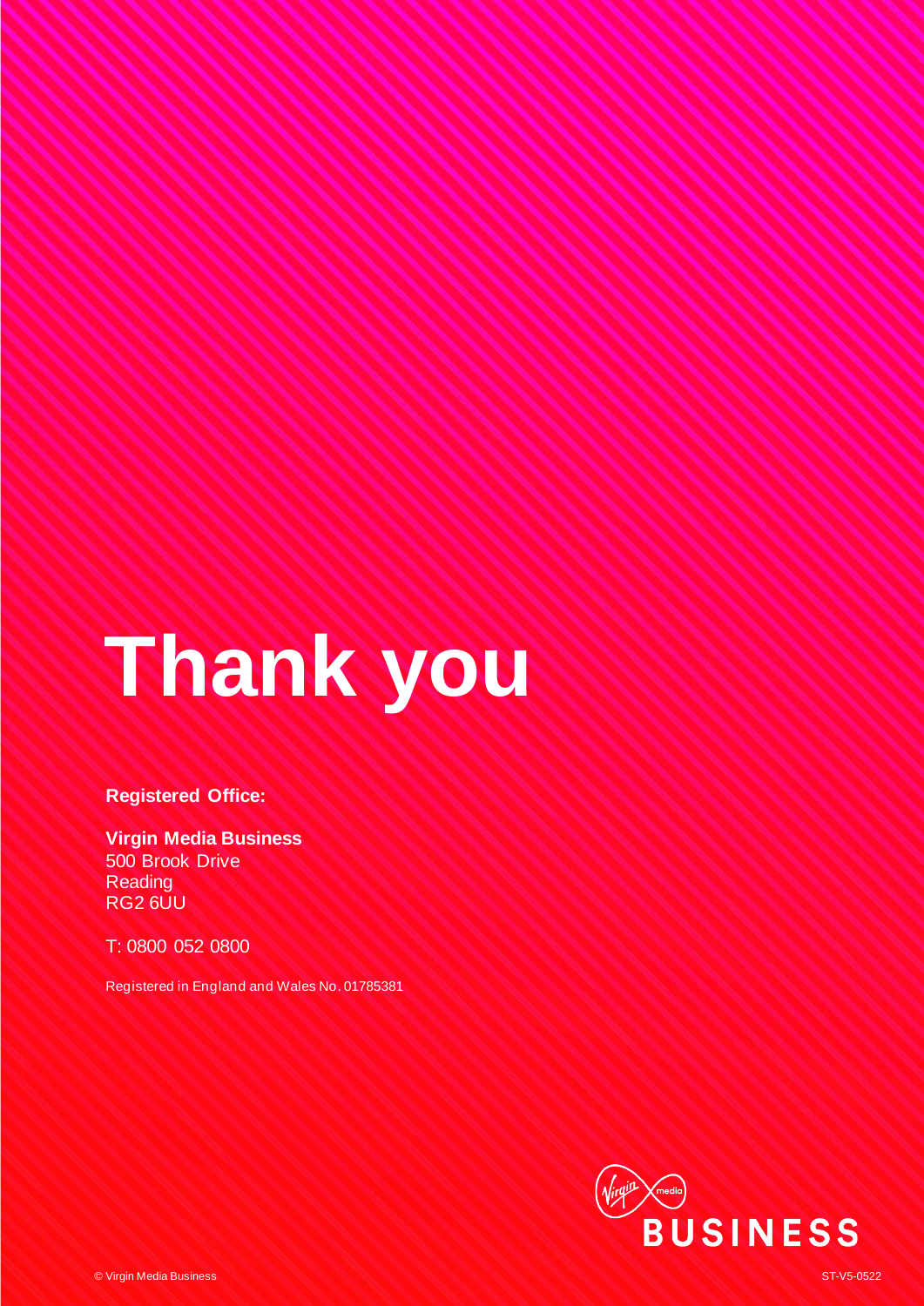# Thank you

**Registered Office:**

**Virgin Media Business**
500 Brook Drive
Reading
RG2 6UU

T: 0800 052 0800

Registered in England and Wales No. 01785381

© Virgin Media Business

ST-V5-0522